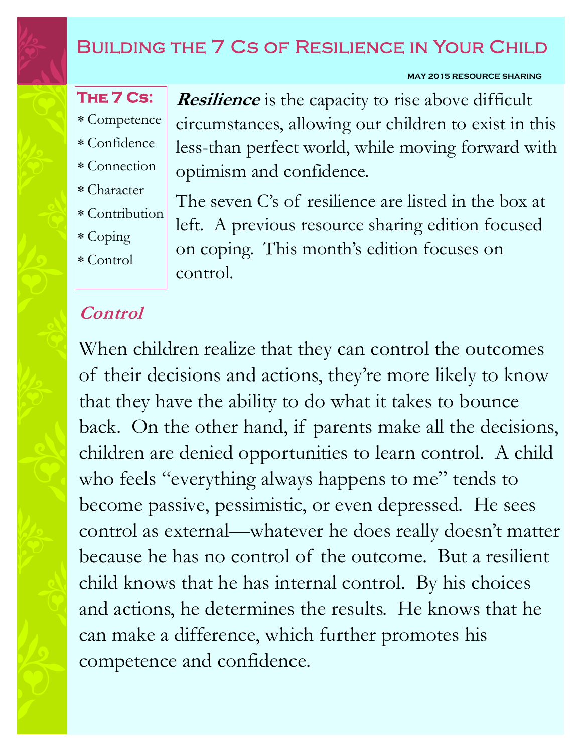# Building the 7 Cs of Resilience in Your Child

MAY 2015 RESOURCE SHARING

**The 7 Cs:**

* Competence
* Confidence
* Connection
* Character
* Contribution
* Coping
* Control

***Resilience*** is the capacity to rise above difficult circumstances, allowing our children to exist in this less-than perfect world, while moving forward with optimism and confidence.

The seven C's of resilience are listed in the box at left. A previous resource sharing edition focused on coping. This month's edition focuses on control.

## *Control*

When children realize that they can control the outcomes of their decisions and actions, they're more likely to know that they have the ability to do what it takes to bounce back. On the other hand, if parents make all the decisions, children are denied opportunities to learn control. A child who feels "everything always happens to me" tends to become passive, pessimistic, or even depressed. He sees control as external—whatever he does really doesn't matter because he has no control of the outcome. But a resilient child knows that he has internal control. By his choices and actions, he determines the results. He knows that he can make a difference, which further promotes his competence and confidence.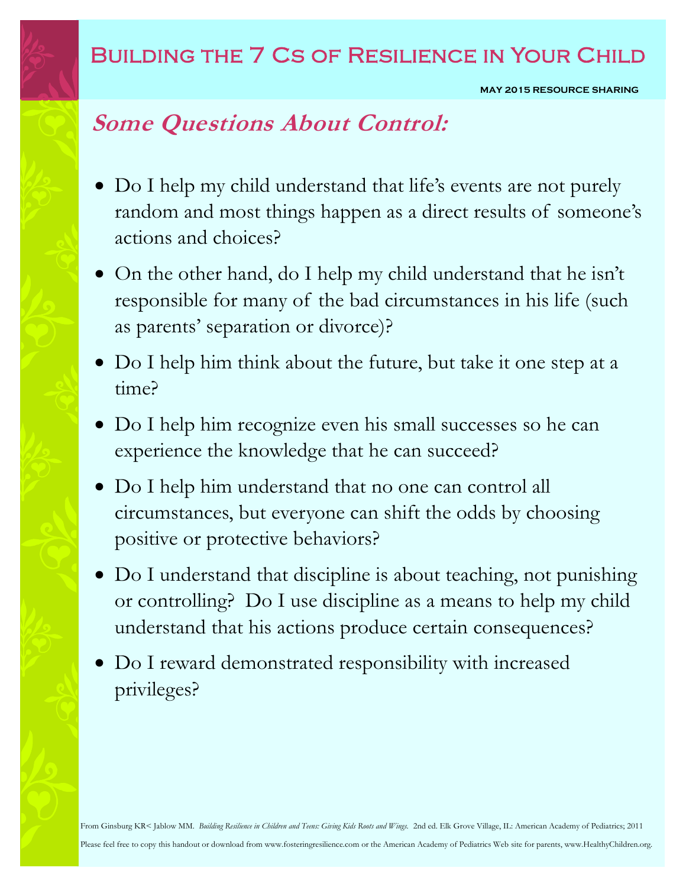# Building the 7 Cs of Resilience in Your Child

MAY 2015 RESOURCE SHARING

## *Some Questions About Control:*

- Do I help my child understand that life's events are not purely random and most things happen as a direct results of someone's actions and choices?
- On the other hand, do I help my child understand that he isn't responsible for many of the bad circumstances in his life (such as parents' separation or divorce)?
- Do I help him think about the future, but take it one step at a time?
- Do I help him recognize even his small successes so he can experience the knowledge that he can succeed?
- Do I help him understand that no one can control all circumstances, but everyone can shift the odds by choosing positive or protective behaviors?
- Do I understand that discipline is about teaching, not punishing or controlling? Do I use discipline as a means to help my child understand that his actions produce certain consequences?
- Do I reward demonstrated responsibility with increased privileges?

From Ginsburg KR< Jablow MM. *Building Resilience in Children and Teens: Giving Kids Roots and Wings.* 2nd ed. Elk Grove Village, IL: American Academy of Pediatrics; 2011

Please feel free to copy this handout or download from www.fosteringresilience.com or the American Academy of Pediatrics Web site for parents, www.HealthyChildren.org.